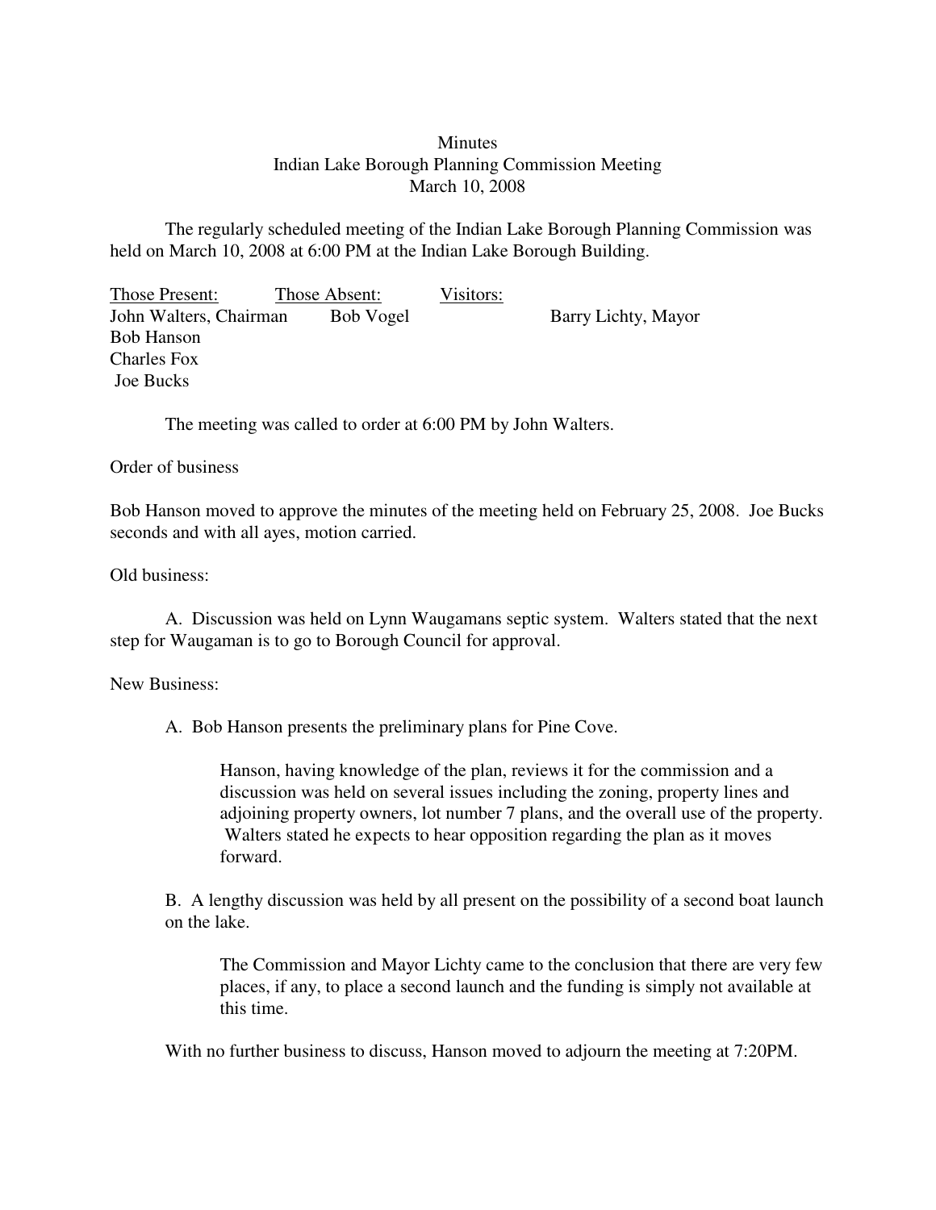Minutes
Indian Lake Borough Planning Commission Meeting
March 10, 2008

The regularly scheduled meeting of the Indian Lake Borough Planning Commission was held on March 10, 2008 at 6:00 PM at the Indian Lake Borough Building.

| Those Present: | Those Absent: | Visitors: |
|---|---|---|
| John Walters, Chairman | Bob Vogel | Barry Lichty, Mayor |
| Bob Hanson | | |
| Charles Fox | | |
| Joe Bucks | | |

The meeting was called to order at 6:00 PM by John Walters.

Order of business

Bob Hanson moved to approve the minutes of the meeting held on February 25, 2008. Joe Bucks seconds and with all ayes, motion carried.

Old business:

A. Discussion was held on Lynn Waugamans septic system. Walters stated that the next step for Waugaman is to go to Borough Council for approval.

New Business:

A. Bob Hanson presents the preliminary plans for Pine Cove.

Hanson, having knowledge of the plan, reviews it for the commission and a discussion was held on several issues including the zoning, property lines and adjoining property owners, lot number 7 plans, and the overall use of the property. Walters stated he expects to hear opposition regarding the plan as it moves forward.

B. A lengthy discussion was held by all present on the possibility of a second boat launch on the lake.

The Commission and Mayor Lichty came to the conclusion that there are very few places, if any, to place a second launch and the funding is simply not available at this time.

With no further business to discuss, Hanson moved to adjourn the meeting at 7:20PM.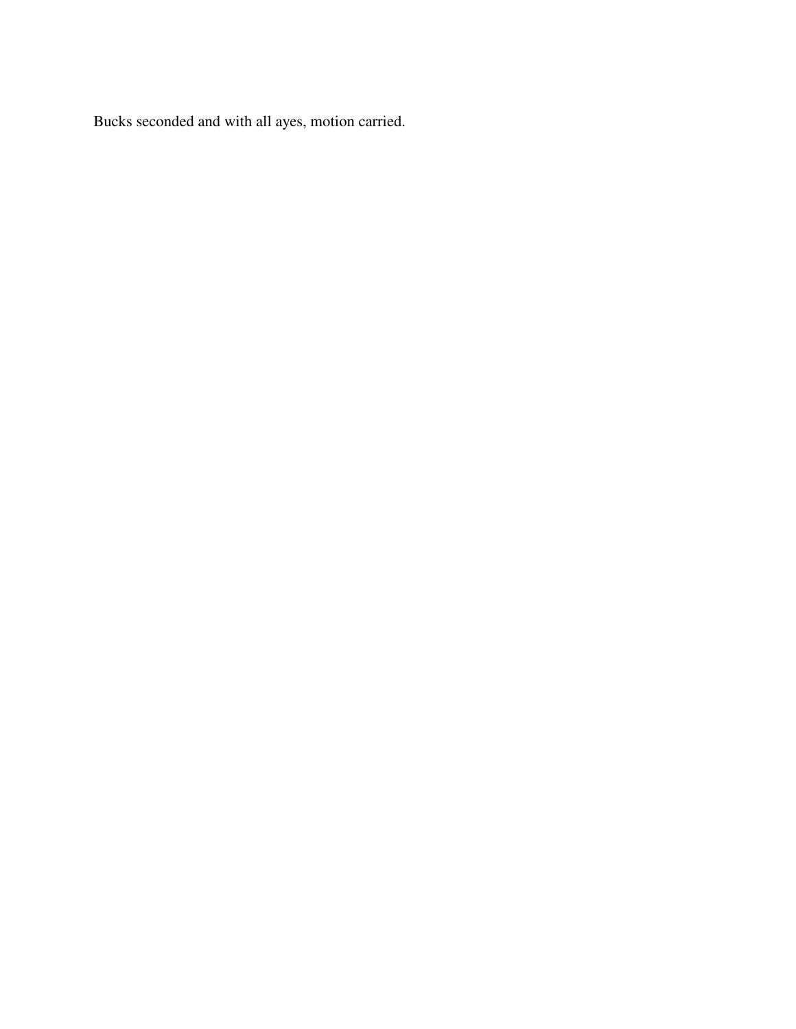Bucks seconded and with all ayes, motion carried.